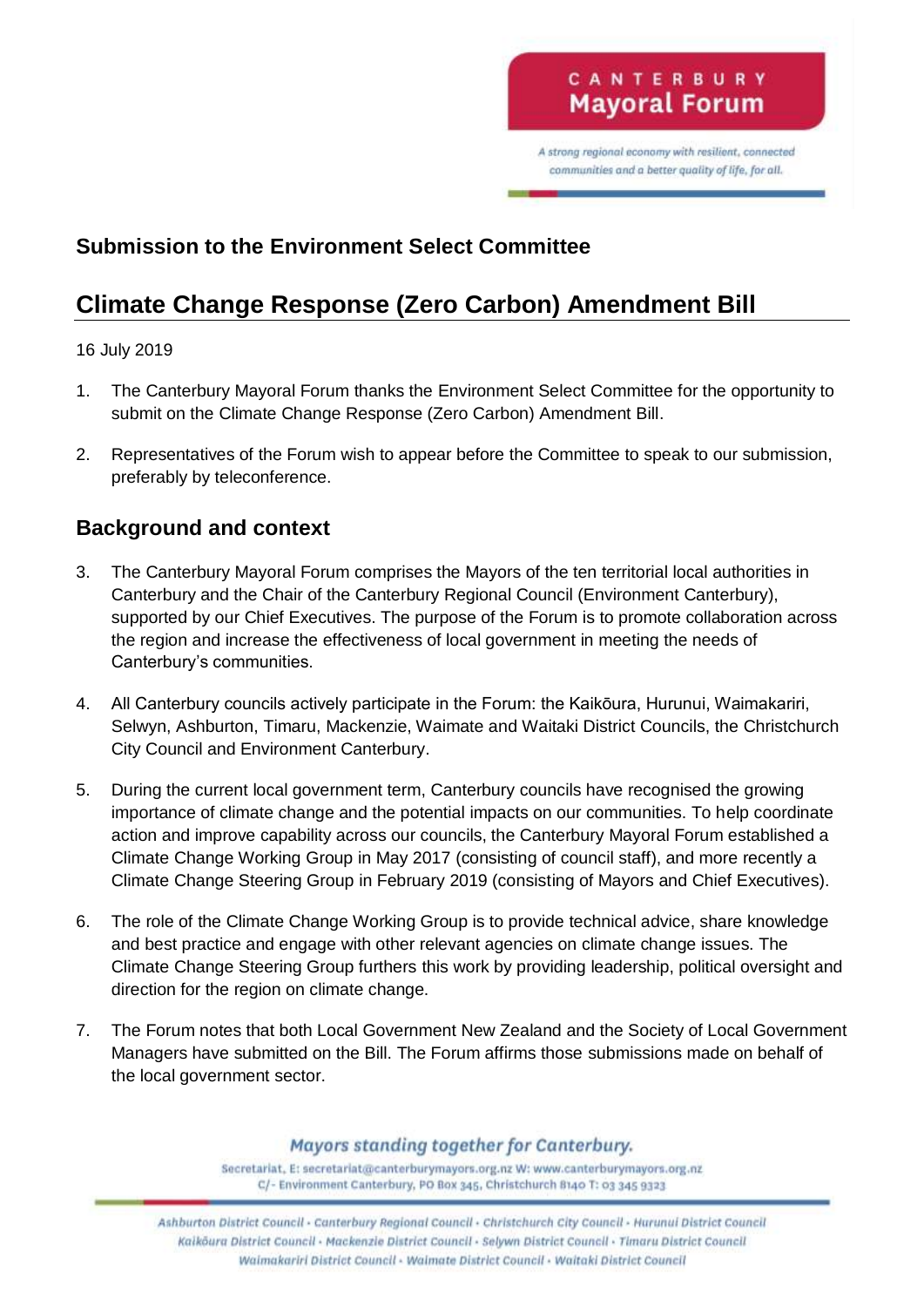CANTERBURY
Mayoral Forum

*A strong regional economy with resilient, connected communities and a better quality of life, for all.*

### Submission to the Environment Select Committee

## Climate Change Response (Zero Carbon) Amendment Bill

16 July 2019

1. The Canterbury Mayoral Forum thanks the Environment Select Committee for the opportunity to submit on the Climate Change Response (Zero Carbon) Amendment Bill.

2. Representatives of the Forum wish to appear before the Committee to speak to our submission, preferably by teleconference.

### Background and context

3. The Canterbury Mayoral Forum comprises the Mayors of the ten territorial local authorities in Canterbury and the Chair of the Canterbury Regional Council (Environment Canterbury), supported by our Chief Executives. The purpose of the Forum is to promote collaboration across the region and increase the effectiveness of local government in meeting the needs of Canterbury's communities.

4. All Canterbury councils actively participate in the Forum: the Kaikōura, Hurunui, Waimakariri, Selwyn, Ashburton, Timaru, Mackenzie, Waimate and Waitaki District Councils, the Christchurch City Council and Environment Canterbury.

5. During the current local government term, Canterbury councils have recognised the growing importance of climate change and the potential impacts on our communities. To help coordinate action and improve capability across our councils, the Canterbury Mayoral Forum established a Climate Change Working Group in May 2017 (consisting of council staff), and more recently a Climate Change Steering Group in February 2019 (consisting of Mayors and Chief Executives).

6. The role of the Climate Change Working Group is to provide technical advice, share knowledge and best practice and engage with other relevant agencies on climate change issues. The Climate Change Steering Group furthers this work by providing leadership, political oversight and direction for the region on climate change.

7. The Forum notes that both Local Government New Zealand and the Society of Local Government Managers have submitted on the Bill. The Forum affirms those submissions made on behalf of the local government sector.

*Mayors standing together for Canterbury.*

Secretariat, E: secretariat@canterburymayors.org.nz W: www.canterburymayors.org.nz
C/- Environment Canterbury, PO Box 345, Christchurch 8140 T: 03 345 9323

*Ashburton District Council · Canterbury Regional Council · Christchurch City Council · Hurunui District Council
Kaikōura District Council · Mackenzie District Council · Selwyn District Council · Timaru District Council
Waimakariri District Council · Waimate District Council · Waitaki District Council*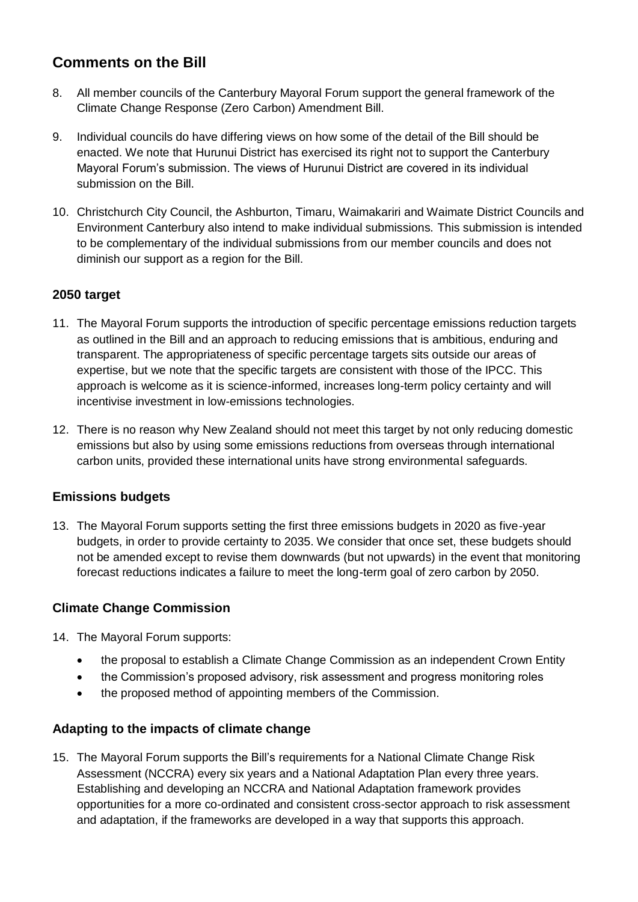## Comments on the Bill

8. All member councils of the Canterbury Mayoral Forum support the general framework of the Climate Change Response (Zero Carbon) Amendment Bill.

9. Individual councils do have differing views on how some of the detail of the Bill should be enacted. We note that Hurunui District has exercised its right not to support the Canterbury Mayoral Forum's submission. The views of Hurunui District are covered in its individual submission on the Bill.

10. Christchurch City Council, the Ashburton, Timaru, Waimakariri and Waimate District Councils and Environment Canterbury also intend to make individual submissions. This submission is intended to be complementary of the individual submissions from our member councils and does not diminish our support as a region for the Bill.

### 2050 target

11. The Mayoral Forum supports the introduction of specific percentage emissions reduction targets as outlined in the Bill and an approach to reducing emissions that is ambitious, enduring and transparent. The appropriateness of specific percentage targets sits outside our areas of expertise, but we note that the specific targets are consistent with those of the IPCC. This approach is welcome as it is science-informed, increases long-term policy certainty and will incentivise investment in low-emissions technologies.

12. There is no reason why New Zealand should not meet this target by not only reducing domestic emissions but also by using some emissions reductions from overseas through international carbon units, provided these international units have strong environmental safeguards.

### Emissions budgets

13. The Mayoral Forum supports setting the first three emissions budgets in 2020 as five-year budgets, in order to provide certainty to 2035. We consider that once set, these budgets should not be amended except to revise them downwards (but not upwards) in the event that monitoring forecast reductions indicates a failure to meet the long-term goal of zero carbon by 2050.

### Climate Change Commission

14. The Mayoral Forum supports:
    - the proposal to establish a Climate Change Commission as an independent Crown Entity
    - the Commission's proposed advisory, risk assessment and progress monitoring roles
    - the proposed method of appointing members of the Commission.

### Adapting to the impacts of climate change

15. The Mayoral Forum supports the Bill's requirements for a National Climate Change Risk Assessment (NCCRA) every six years and a National Adaptation Plan every three years. Establishing and developing an NCCRA and National Adaptation framework provides opportunities for a more co-ordinated and consistent cross-sector approach to risk assessment and adaptation, if the frameworks are developed in a way that supports this approach.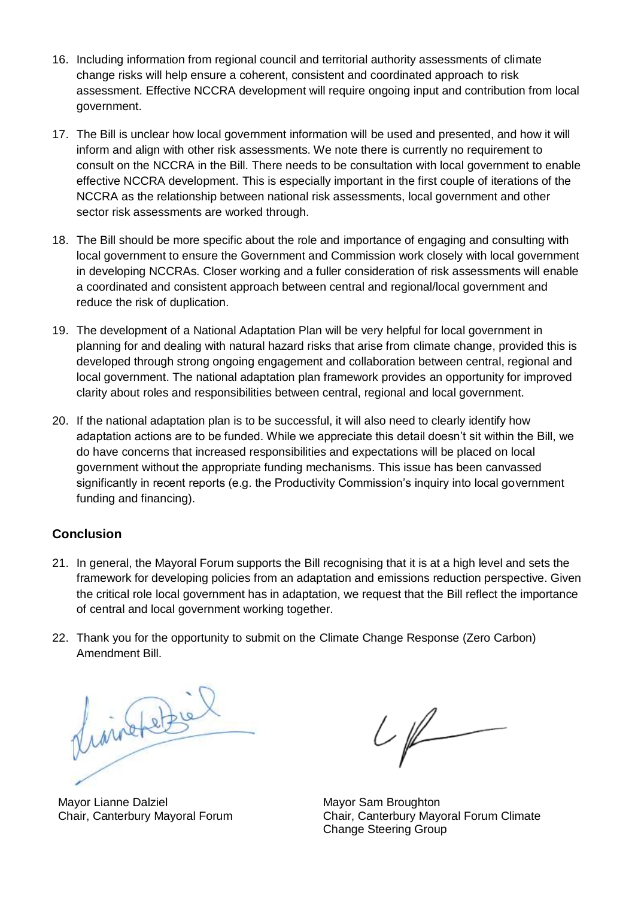16. Including information from regional council and territorial authority assessments of climate change risks will help ensure a coherent, consistent and coordinated approach to risk assessment. Effective NCCRA development will require ongoing input and contribution from local government.

17. The Bill is unclear how local government information will be used and presented, and how it will inform and align with other risk assessments. We note there is currently no requirement to consult on the NCCRA in the Bill. There needs to be consultation with local government to enable effective NCCRA development. This is especially important in the first couple of iterations of the NCCRA as the relationship between national risk assessments, local government and other sector risk assessments are worked through.

18. The Bill should be more specific about the role and importance of engaging and consulting with local government to ensure the Government and Commission work closely with local government in developing NCCRAs. Closer working and a fuller consideration of risk assessments will enable a coordinated and consistent approach between central and regional/local government and reduce the risk of duplication.

19. The development of a National Adaptation Plan will be very helpful for local government in planning for and dealing with natural hazard risks that arise from climate change, provided this is developed through strong ongoing engagement and collaboration between central, regional and local government. The national adaptation plan framework provides an opportunity for improved clarity about roles and responsibilities between central, regional and local government.

20. If the national adaptation plan is to be successful, it will also need to clearly identify how adaptation actions are to be funded. While we appreciate this detail doesn't sit within the Bill, we do have concerns that increased responsibilities and expectations will be placed on local government without the appropriate funding mechanisms. This issue has been canvassed significantly in recent reports (e.g. the Productivity Commission's inquiry into local government funding and financing).

## Conclusion

21. In general, the Mayoral Forum supports the Bill recognising that it is at a high level and sets the framework for developing policies from an adaptation and emissions reduction perspective. Given the critical role local government has in adaptation, we request that the Bill reflect the importance of central and local government working together.

22. Thank you for the opportunity to submit on the Climate Change Response (Zero Carbon) Amendment Bill.

Mayor Lianne Dalziel
Chair, Canterbury Mayoral Forum

Mayor Sam Broughton
Chair, Canterbury Mayoral Forum Climate Change Steering Group